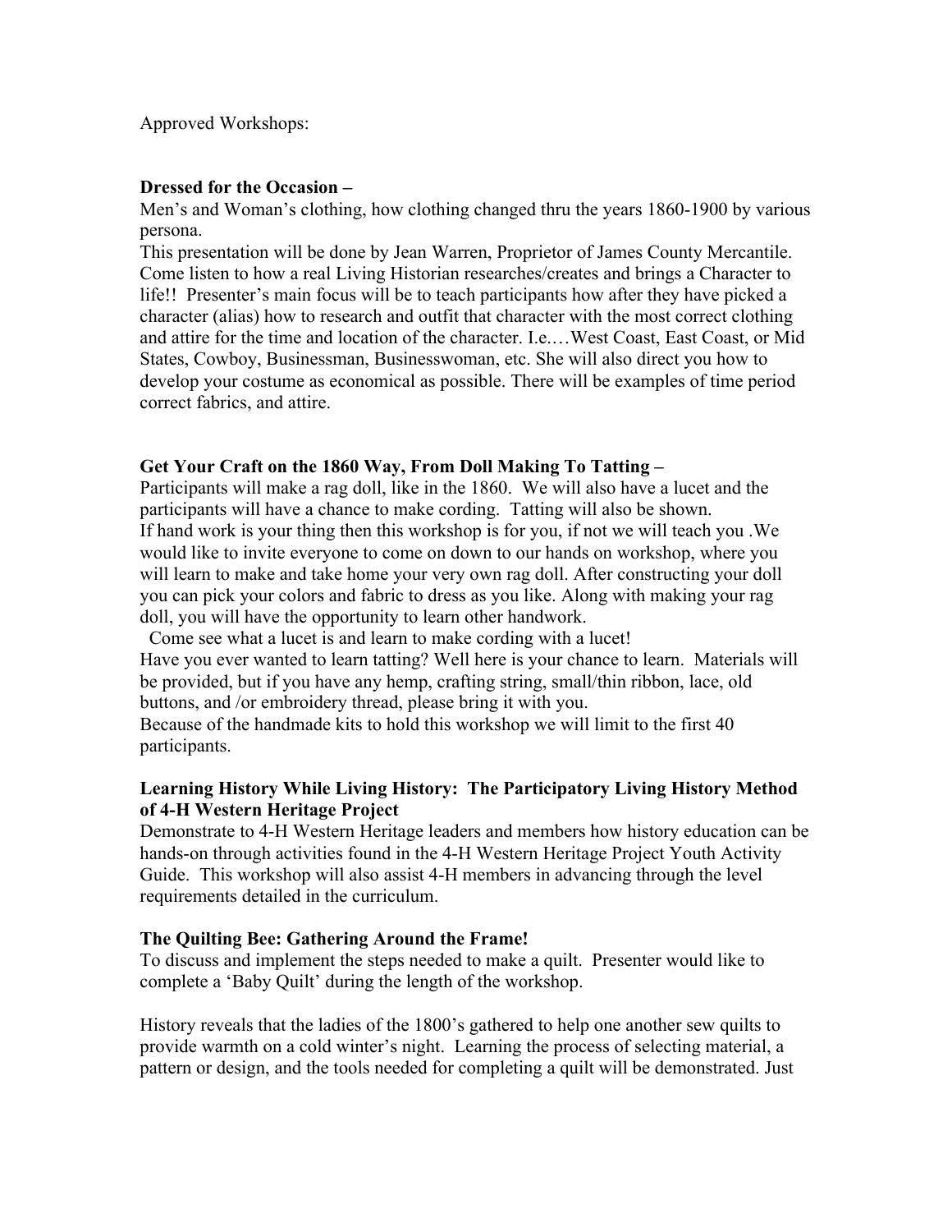Approved Workshops:

**Dressed for the Occasion –**

Men's and Woman's clothing, how clothing changed thru the years 1860-1900 by various persona.

This presentation will be done by Jean Warren, Proprietor of James County Mercantile. Come listen to how a real Living Historian researches/creates and brings a Character to life!! Presenter's main focus will be to teach participants how after they have picked a character (alias) how to research and outfit that character with the most correct clothing and attire for the time and location of the character. I.e.…West Coast, East Coast, or Mid States, Cowboy, Businessman, Businesswoman, etc. She will also direct you how to develop your costume as economical as possible. There will be examples of time period correct fabrics, and attire.

**Get Your Craft on the 1860 Way, From Doll Making To Tatting –**

Participants will make a rag doll, like in the 1860. We will also have a lucet and the participants will have a chance to make cording. Tatting will also be shown.

If hand work is your thing then this workshop is for you, if not we will teach you .We would like to invite everyone to come on down to our hands on workshop, where you will learn to make and take home your very own rag doll. After constructing your doll you can pick your colors and fabric to dress as you like. Along with making your rag doll, you will have the opportunity to learn other handwork.

Come see what a lucet is and learn to make cording with a lucet!

Have you ever wanted to learn tatting? Well here is your chance to learn. Materials will be provided, but if you have any hemp, crafting string, small/thin ribbon, lace, old buttons, and /or embroidery thread, please bring it with you.

Because of the handmade kits to hold this workshop we will limit to the first 40 participants.

**Learning History While Living History: The Participatory Living History Method of 4-H Western Heritage Project**

Demonstrate to 4-H Western Heritage leaders and members how history education can be hands-on through activities found in the 4-H Western Heritage Project Youth Activity Guide. This workshop will also assist 4-H members in advancing through the level requirements detailed in the curriculum.

**The Quilting Bee: Gathering Around the Frame!**

To discuss and implement the steps needed to make a quilt. Presenter would like to complete a 'Baby Quilt' during the length of the workshop.

History reveals that the ladies of the 1800's gathered to help one another sew quilts to provide warmth on a cold winter's night. Learning the process of selecting material, a pattern or design, and the tools needed for completing a quilt will be demonstrated. Just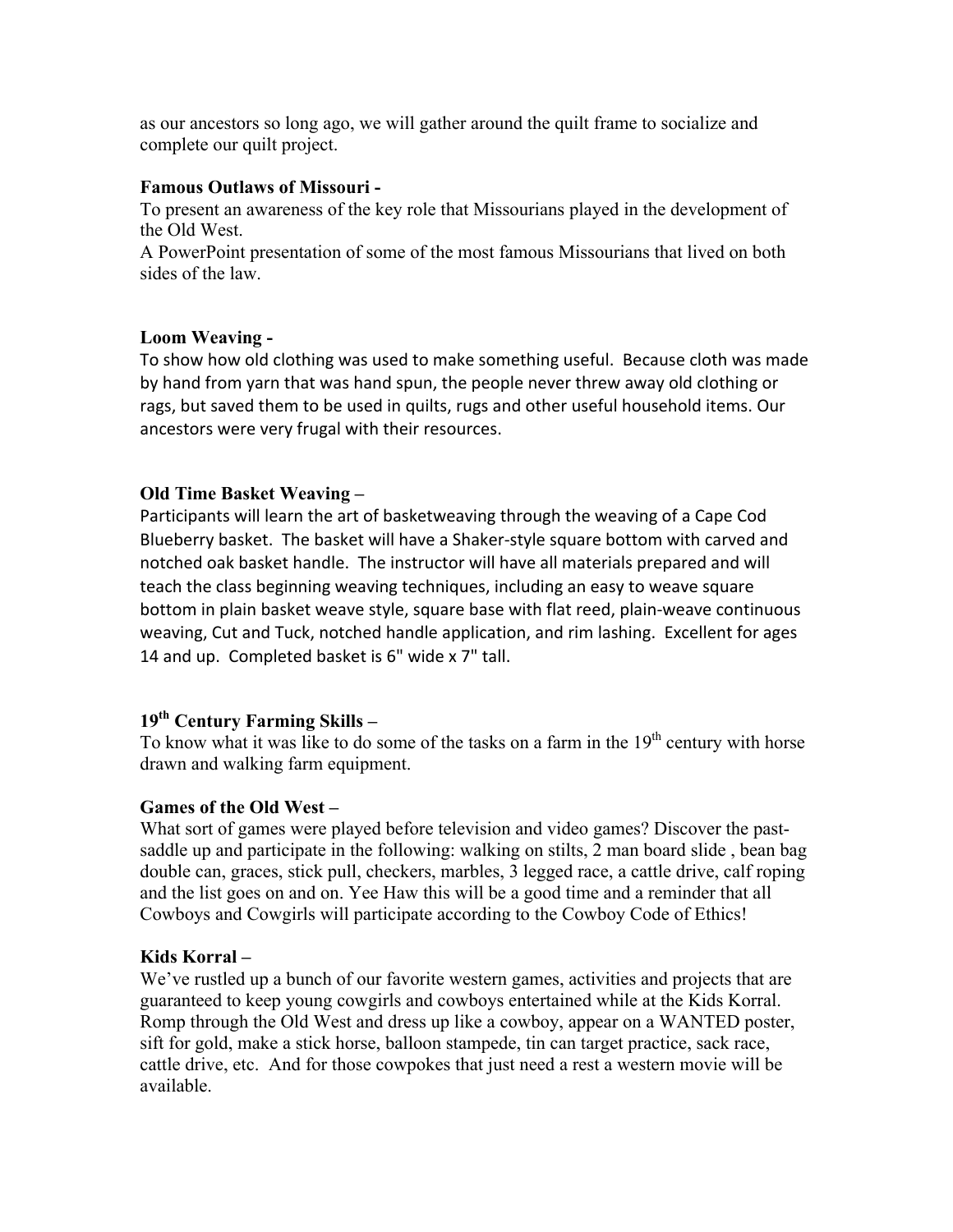as our ancestors so long ago, we will gather around the quilt frame to socialize and complete our quilt project.

**Famous Outlaws of Missouri -**

To present an awareness of the key role that Missourians played in the development of the Old West.

A PowerPoint presentation of some of the most famous Missourians that lived on both sides of the law.

**Loom Weaving -**

To show how old clothing was used to make something useful. Because cloth was made by hand from yarn that was hand spun, the people never threw away old clothing or rags, but saved them to be used in quilts, rugs and other useful household items. Our ancestors were very frugal with their resources.

**Old Time Basket Weaving –**

Participants will learn the art of basketweaving through the weaving of a Cape Cod Blueberry basket. The basket will have a Shaker-style square bottom with carved and notched oak basket handle. The instructor will have all materials prepared and will teach the class beginning weaving techniques, including an easy to weave square bottom in plain basket weave style, square base with flat reed, plain-weave continuous weaving, Cut and Tuck, notched handle application, and rim lashing. Excellent for ages 14 and up. Completed basket is 6" wide x 7" tall.

**19th Century Farming Skills –**

To know what it was like to do some of the tasks on a farm in the 19th century with horse drawn and walking farm equipment.

**Games of the Old West –**

What sort of games were played before television and video games? Discover the past- saddle up and participate in the following: walking on stilts, 2 man board slide , bean bag double can, graces, stick pull, checkers, marbles, 3 legged race, a cattle drive, calf roping and the list goes on and on. Yee Haw this will be a good time and a reminder that all Cowboys and Cowgirls will participate according to the Cowboy Code of Ethics!

**Kids Korral –**

We've rustled up a bunch of our favorite western games, activities and projects that are guaranteed to keep young cowgirls and cowboys entertained while at the Kids Korral. Romp through the Old West and dress up like a cowboy, appear on a WANTED poster, sift for gold, make a stick horse, balloon stampede, tin can target practice, sack race, cattle drive, etc. And for those cowpokes that just need a rest a western movie will be available.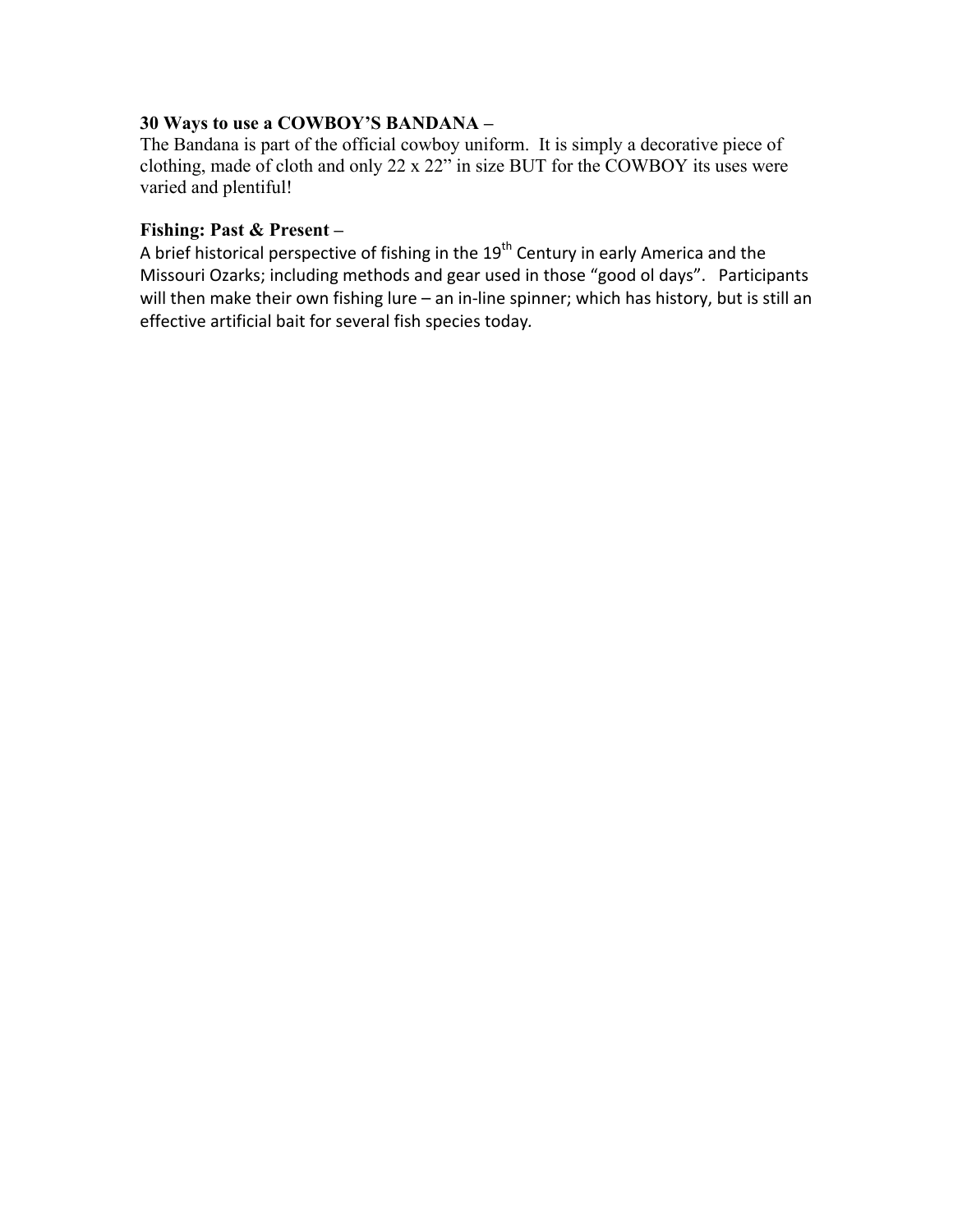**30 Ways to use a COWBOY'S BANDANA –**
The Bandana is part of the official cowboy uniform. It is simply a decorative piece of clothing, made of cloth and only 22 x 22" in size BUT for the COWBOY its uses were varied and plentiful!

**Fishing: Past & Present –**
A brief historical perspective of fishing in the 19th Century in early America and the Missouri Ozarks; including methods and gear used in those "good ol days". Participants will then make their own fishing lure – an in-line spinner; which has history, but is still an effective artificial bait for several fish species today.